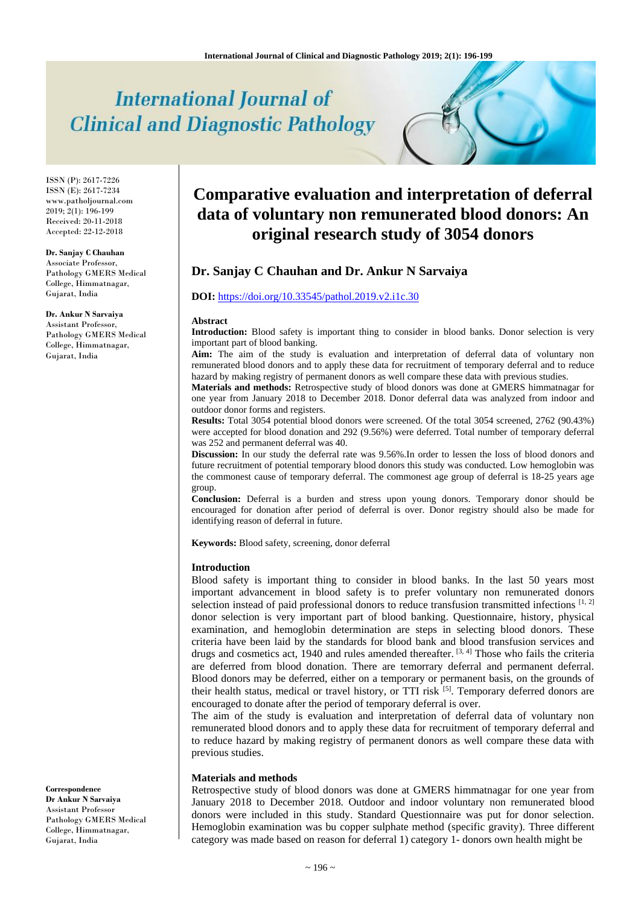# International Journal of Clinical and Diagnostic Pathology

ISSN (P): 2617-7226
ISSN (E): 2617-7234
www.patholjournal.com
2019; 2(1): 196-199
Received: 20-11-2018
Accepted: 22-12-2018

**Dr. Sanjay C Chauhan**
Associate Professor, Pathology GMERS Medical College, Himmatnagar, Gujarat, India

**Dr. Ankur N Sarvaiya**
Assistant Professor, Pathology GMERS Medical College, Himmatnagar, Gujarat, India

**Correspondence**
**Dr Ankur N Sarvaiya**
Assistant Professor
Pathology GMERS Medical College, Himmatnagar, Gujarat, India

# Comparative evaluation and interpretation of deferral data of voluntary non remunerated blood donors: An original research study of 3054 donors

## Dr. Sanjay C Chauhan and Dr. Ankur N Sarvaiya

**DOI:** https://doi.org/10.33545/pathol.2019.v2.i1c.30

### Abstract

**Introduction:** Blood safety is important thing to consider in blood banks. Donor selection is very important part of blood banking.

**Aim:** The aim of the study is evaluation and interpretation of deferral data of voluntary non remunerated blood donors and to apply these data for recruitment of temporary deferral and to reduce hazard by making registry of permanent donors as well compare these data with previous studies.

**Materials and methods:** Retrospective study of blood donors was done at GMERS himmatnagar for one year from January 2018 to December 2018. Donor deferral data was analyzed from indoor and outdoor donor forms and registers.

**Results:** Total 3054 potential blood donors were screened. Of the total 3054 screened, 2762 (90.43%) were accepted for blood donation and 292 (9.56%) were deferred. Total number of temporary deferral was 252 and permanent deferral was 40.

**Discussion:** In our study the deferral rate was 9.56%.In order to lessen the loss of blood donors and future recruitment of potential temporary blood donors this study was conducted. Low hemoglobin was the commonest cause of temporary deferral. The commonest age group of deferral is 18-25 years age group.

**Conclusion:** Deferral is a burden and stress upon young donors. Temporary donor should be encouraged for donation after period of deferral is over. Donor registry should also be made for identifying reason of deferral in future.

**Keywords:** Blood safety, screening, donor deferral

### Introduction

Blood safety is important thing to consider in blood banks. In the last 50 years most important advancement in blood safety is to prefer voluntary non remunerated donors selection instead of paid professional donors to reduce transfusion transmitted infections [1, 2] donor selection is very important part of blood banking. Questionnaire, history, physical examination, and hemoglobin determination are steps in selecting blood donors. These criteria have been laid by the standards for blood bank and blood transfusion services and drugs and cosmetics act, 1940 and rules amended thereafter. [3, 4] Those who fails the criteria are deferred from blood donation. There are temorrary deferral and permanent deferral. Blood donors may be deferred, either on a temporary or permanent basis, on the grounds of their health status, medical or travel history, or TTI risk [5]. Temporary deferred donors are encouraged to donate after the period of temporary deferral is over.

The aim of the study is evaluation and interpretation of deferral data of voluntary non remunerated blood donors and to apply these data for recruitment of temporary deferral and to reduce hazard by making registry of permanent donors as well compare these data with previous studies.

### Materials and methods

Retrospective study of blood donors was done at GMERS himmatnagar for one year from January 2018 to December 2018. Outdoor and indoor voluntary non remunerated blood donors were included in this study. Standard Questionnaire was put for donor selection. Hemoglobin examination was bu copper sulphate method (specific gravity). Three different category was made based on reason for deferral 1) category 1- donors own health might be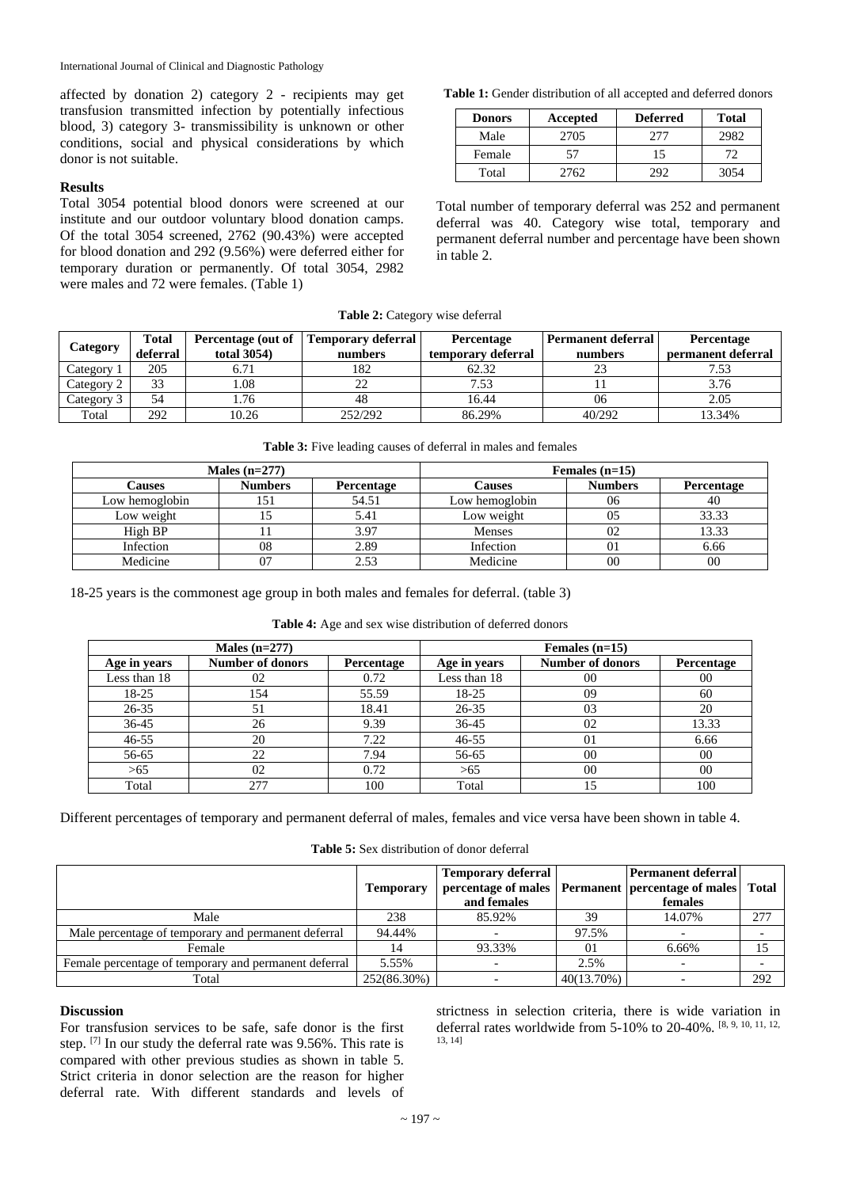affected by donation 2) category 2 - recipients may get transfusion transmitted infection by potentially infectious blood, 3) category 3- transmissibility is unknown or other conditions, social and physical considerations by which donor is not suitable.

### Results

Total 3054 potential blood donors were screened at our institute and our outdoor voluntary blood donation camps. Of the total 3054 screened, 2762 (90.43%) were accepted for blood donation and 292 (9.56%) were deferred either for temporary duration or permanently. Of total 3054, 2982 were males and 72 were females. (Table 1)

**Table 1:** Gender distribution of all accepted and deferred donors

| Donors | Accepted | Deferred | Total |
|---|---|---|---|
| Male | 2705 | 277 | 2982 |
| Female | 57 | 15 | 72 |
| Total | 2762 | 292 | 3054 |

Total number of temporary deferral was 252 and permanent deferral was 40. Category wise total, temporary and permanent deferral number and percentage have been shown in table 2.

**Table 2:** Category wise deferral

| Category | Total deferral | Percentage (out of total 3054) | Temporary deferral numbers | Percentage temporary deferral | Permanent deferral numbers | Percentage permanent deferral |
|---|---|---|---|---|---|---|
| Category 1 | 205 | 6.71 | 182 | 62.32 | 23 | 7.53 |
| Category 2 | 33 | 1.08 | 22 | 7.53 | 11 | 3.76 |
| Category 3 | 54 | 1.76 | 48 | 16.44 | 06 | 2.05 |
| Total | 292 | 10.26 | 252/292 | 86.29% | 40/292 | 13.34% |

**Table 3:** Five leading causes of deferral in males and females

| Males (n=277) | | | Females (n=15) | | |
|---|---|---|---|---|---|
| Causes | Numbers | Percentage | Causes | Numbers | Percentage |
| Low hemoglobin | 151 | 54.51 | Low hemoglobin | 06 | 40 |
| Low weight | 15 | 5.41 | Low weight | 05 | 33.33 |
| High BP | 11 | 3.97 | Menses | 02 | 13.33 |
| Infection | 08 | 2.89 | Infection | 01 | 6.66 |
| Medicine | 07 | 2.53 | Medicine | 00 | 00 |

18-25 years is the commonest age group in both males and females for deferral. (table 3)

**Table 4:** Age and sex wise distribution of deferred donors

| Males (n=277) | | | Females (n=15) | | |
|---|---|---|---|---|---|
| Age in years | Number of donors | Percentage | Age in years | Number of donors | Percentage |
| Less than 18 | 02 | 0.72 | Less than 18 | 00 | 00 |
| 18-25 | 154 | 55.59 | 18-25 | 09 | 60 |
| 26-35 | 51 | 18.41 | 26-35 | 03 | 20 |
| 36-45 | 26 | 9.39 | 36-45 | 02 | 13.33 |
| 46-55 | 20 | 7.22 | 46-55 | 01 | 6.66 |
| 56-65 | 22 | 7.94 | 56-65 | 00 | 00 |
| >65 | 02 | 0.72 | >65 | 00 | 00 |
| Total | 277 | 100 | Total | 15 | 100 |

Different percentages of temporary and permanent deferral of males, females and vice versa have been shown in table 4.

**Table 5:** Sex distribution of donor deferral

| | Temporary | Temporary deferral percentage of males and females | Permanent | Permanent deferral percentage of males females | Total |
|---|---|---|---|---|---|
| Male | 238 | 85.92% | 39 | 14.07% | 277 |
| Male percentage of temporary and permanent deferral | 94.44% | - | 97.5% | - | - |
| Female | 14 | 93.33% | 01 | 6.66% | 15 |
| Female percentage of temporary and permanent deferral | 5.55% | - | 2.5% | - | - |
| Total | 252(86.30%) | - | 40(13.70%) | - | 292 |

### Discussion

For transfusion services to be safe, safe donor is the first step. [7] In our study the deferral rate was 9.56%. This rate is compared with other previous studies as shown in table 5. Strict criteria in donor selection are the reason for higher deferral rate. With different standards and levels of strictness in selection criteria, there is wide variation in deferral rates worldwide from 5-10% to 20-40%. [8, 9, 10, 11, 12, 13, 14]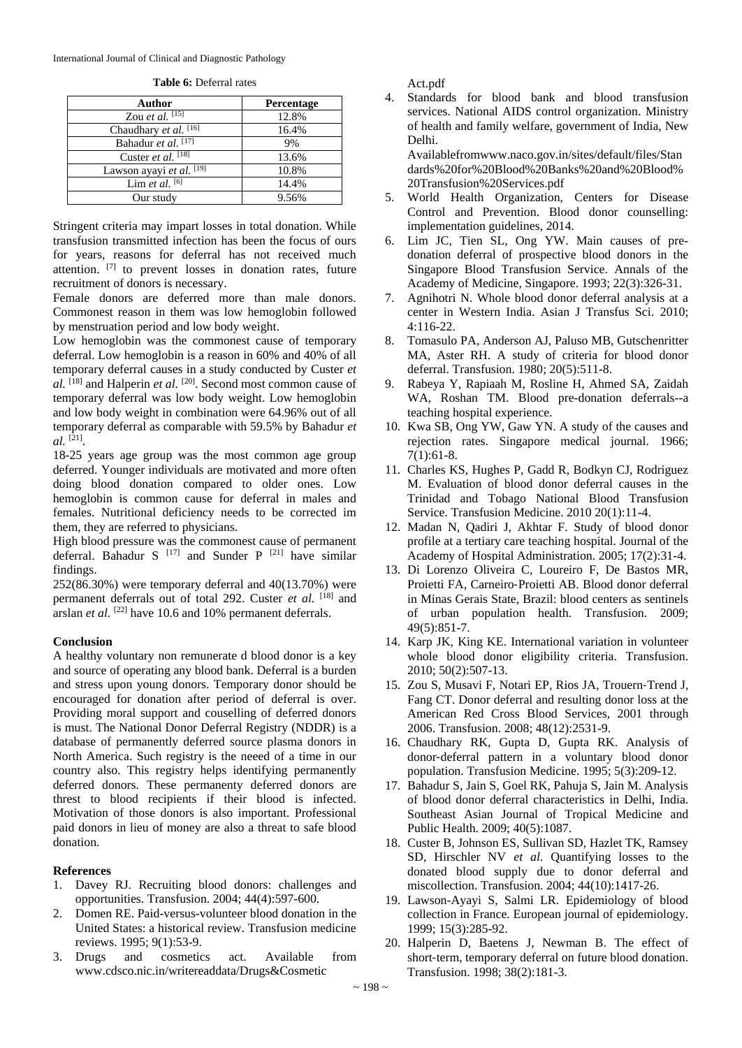**Table 6:** Deferral rates

| Author | Percentage |
|---|---|
| Zou *et al.* [15] | 12.8% |
| Chaudhary *et al.* [16] | 16.4% |
| Bahadur *et al.* [17] | 9% |
| Custer *et al.* [18] | 13.6% |
| Lawson ayayi *et al.* [19] | 10.8% |
| Lim *et al.* [6] | 14.4% |
| Our study | 9.56% |

Stringent criteria may impart losses in total donation. While transfusion transmitted infection has been the focus of ours for years, reasons for deferral has not received much attention. [7] to prevent losses in donation rates, future recruitment of donors is necessary.

Female donors are deferred more than male donors. Commonest reason in them was low hemoglobin followed by menstruation period and low body weight.

Low hemoglobin was the commonest cause of temporary deferral. Low hemoglobin is a reason in 60% and 40% of all temporary deferral causes in a study conducted by Custer *et al.* [18] and Halperin *et al.* [20]. Second most common cause of temporary deferral was low body weight. Low hemoglobin and low body weight in combination were 64.96% out of all temporary deferral as comparable with 59.5% by Bahadur *et al.* [21].

18-25 years age group was the most common age group deferred. Younger individuals are motivated and more often doing blood donation compared to older ones. Low hemoglobin is common cause for deferral in males and females. Nutritional deficiency needs to be corrected im them, they are referred to physicians.

High blood pressure was the commonest cause of permanent deferral. Bahadur S [17] and Sunder P [21] have similar findings.

252(86.30%) were temporary deferral and 40(13.70%) were permanent deferrals out of total 292. Custer *et al.* [18] and arslan *et al.* [22] have 10.6 and 10% permanent deferrals.

## Conclusion

A healthy voluntary non remunerate d blood donor is a key and source of operating any blood bank. Deferral is a burden and stress upon young donors. Temporary donor should be encouraged for donation after period of deferral is over. Providing moral support and couselling of deferred donors is must. The National Donor Deferral Registry (NDDR) is a database of permanently deferred source plasma donors in North America. Such registry is the neeed of a time in our country also. This registry helps identifying permanently deferred donors. These permanenty deferred donors are threst to blood recipients if their blood is infected. Motivation of those donors is also important. Professional paid donors in lieu of money are also a threat to safe blood donation.

## References

1. Davey RJ. Recruiting blood donors: challenges and opportunities. Transfusion. 2004; 44(4):597-600.
2. Domen RE. Paid-versus-volunteer blood donation in the United States: a historical review. Transfusion medicine reviews. 1995; 9(1):53-9.
3. Drugs and cosmetics act. Available from www.cdsco.nic.in/writereaddata/Drugs&Cosmetic Act.pdf
4. Standards for blood bank and blood transfusion services. National AIDS control organization. Ministry of health and family welfare, government of India, New Delhi. Availablefromwww.naco.gov.in/sites/default/files/Standards%20for%20Blood%20Banks%20and%20Blood%20Transfusion%20Services.pdf
5. World Health Organization, Centers for Disease Control and Prevention. Blood donor counselling: implementation guidelines, 2014.
6. Lim JC, Tien SL, Ong YW. Main causes of pre-donation deferral of prospective blood donors in the Singapore Blood Transfusion Service. Annals of the Academy of Medicine, Singapore. 1993; 22(3):326-31.
7. Agnihotri N. Whole blood donor deferral analysis at a center in Western India. Asian J Transfus Sci. 2010; 4:116-22.
8. Tomasulo PA, Anderson AJ, Paluso MB, Gutschenritter MA, Aster RH. A study of criteria for blood donor deferral. Transfusion. 1980; 20(5):511-8.
9. Rabeya Y, Rapiaah M, Rosline H, Ahmed SA, Zaidah WA, Roshan TM. Blood pre-donation deferrals--a teaching hospital experience.
10. Kwa SB, Ong YW, Gaw YN. A study of the causes and rejection rates. Singapore medical journal. 1966; 7(1):61-8.
11. Charles KS, Hughes P, Gadd R, Bodkyn CJ, Rodriguez M. Evaluation of blood donor deferral causes in the Trinidad and Tobago National Blood Transfusion Service. Transfusion Medicine. 2010 20(1):11-4.
12. Madan N, Qadiri J, Akhtar F. Study of blood donor profile at a tertiary care teaching hospital. Journal of the Academy of Hospital Administration. 2005; 17(2):31-4.
13. Di Lorenzo Oliveira C, Loureiro F, De Bastos MR, Proietti FA, Carneiro‐Proietti AB. Blood donor deferral in Minas Gerais State, Brazil: blood centers as sentinels of urban population health. Transfusion. 2009; 49(5):851-7.
14. Karp JK, King KE. International variation in volunteer whole blood donor eligibility criteria. Transfusion. 2010; 50(2):507-13.
15. Zou S, Musavi F, Notari EP, Rios JA, Trouern‐Trend J, Fang CT. Donor deferral and resulting donor loss at the American Red Cross Blood Services, 2001 through 2006. Transfusion. 2008; 48(12):2531-9.
16. Chaudhary RK, Gupta D, Gupta RK. Analysis of donor‐deferral pattern in a voluntary blood donor population. Transfusion Medicine. 1995; 5(3):209-12.
17. Bahadur S, Jain S, Goel RK, Pahuja S, Jain M. Analysis of blood donor deferral characteristics in Delhi, India. Southeast Asian Journal of Tropical Medicine and Public Health. 2009; 40(5):1087.
18. Custer B, Johnson ES, Sullivan SD, Hazlet TK, Ramsey SD, Hirschler NV *et al.* Quantifying losses to the donated blood supply due to donor deferral and miscollection. Transfusion. 2004; 44(10):1417-26.
19. Lawson-Ayayi S, Salmi LR. Epidemiology of blood collection in France. European journal of epidemiology. 1999; 15(3):285-92.
20. Halperin D, Baetens J, Newman B. The effect of short‐term, temporary deferral on future blood donation. Transfusion. 1998; 38(2):181-3.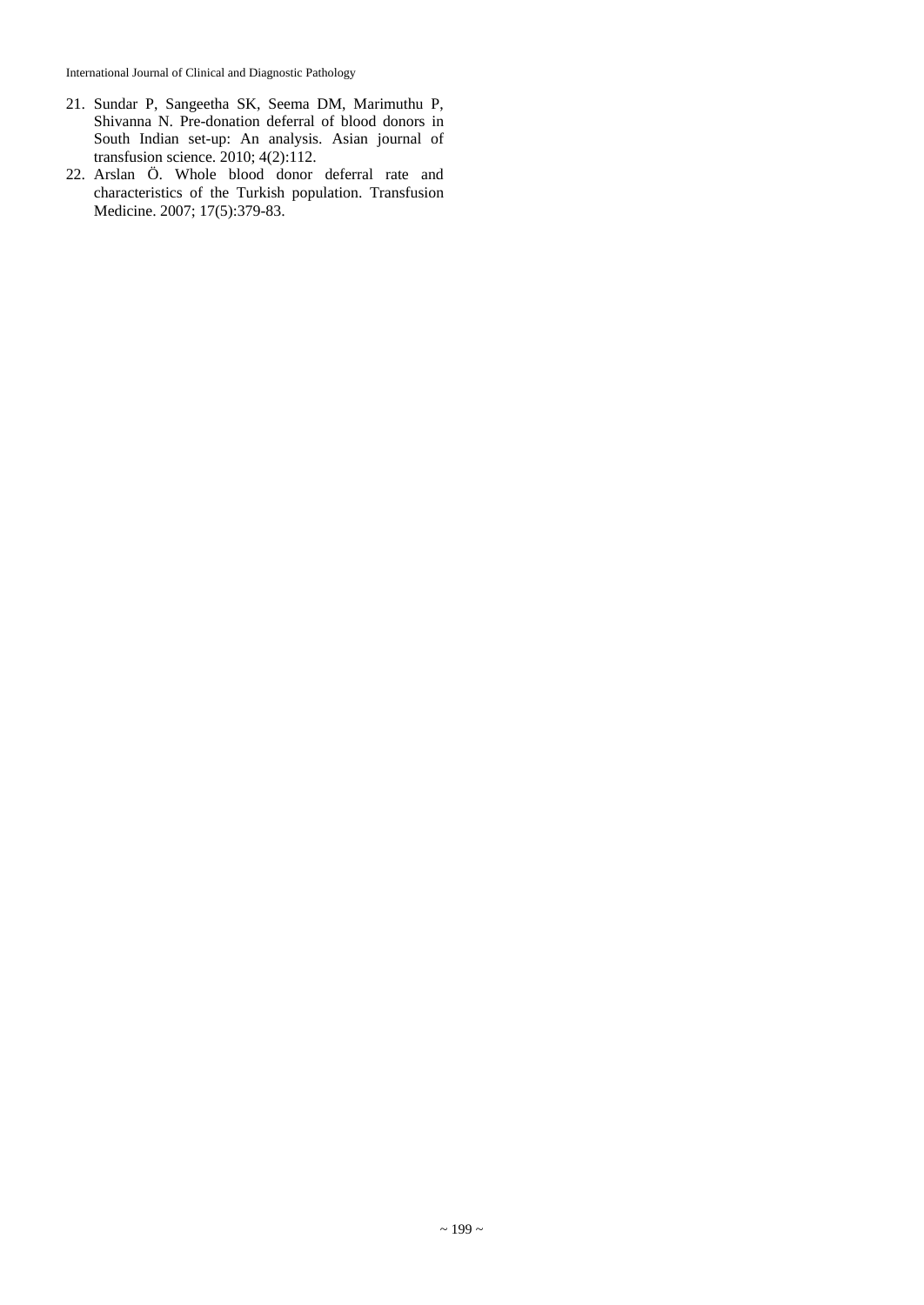21. Sundar P, Sangeetha SK, Seema DM, Marimuthu P, Shivanna N. Pre-donation deferral of blood donors in South Indian set-up: An analysis. Asian journal of transfusion science. 2010; 4(2):112.
22. Arslan Ö. Whole blood donor deferral rate and characteristics of the Turkish population. Transfusion Medicine. 2007; 17(5):379-83.